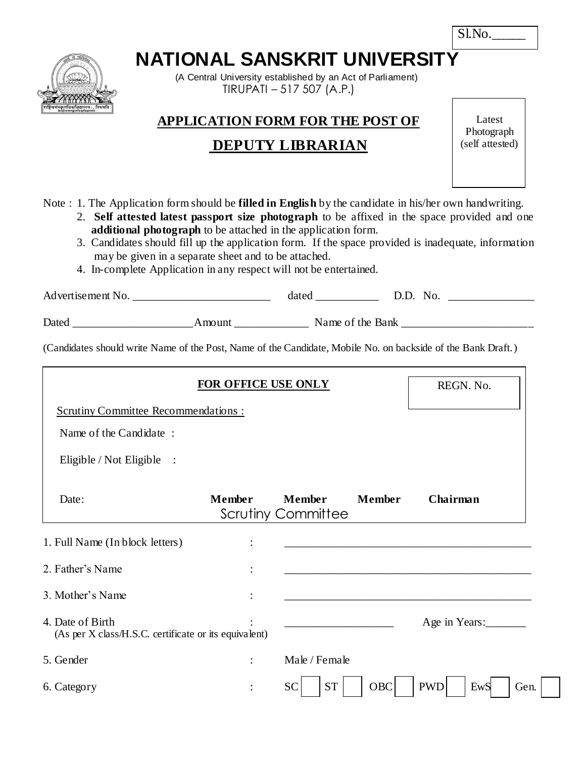Sl.No.\_\_\_\_\_

# NATIONAL SANSKRIT UNIVERSITY

(A Central University established by an Act of Parliament)
TIRUPATI – 517 507 (A.P.)

## APPLICATION FORM FOR THE POST OF

## DEPUTY LIBRARIAN

Latest Photograph (self attested)

Note : 1. The Application form should be **filled in English** by the candidate in his/her own handwriting.
2. **Self attested latest passport size photograph** to be affixed in the space provided and one **additional photograph** to be attached in the application form.
3. Candidates should fill up the application form. If the space provided is inadequate, information may be given in a separate sheet and to be attached.
4. In-complete Application in any respect will not be entertained.

Advertisement No. \_\_\_\_\_\_\_\_\_\_\_\_\_\_\_\_\_\_\_\_\_\_\_\_ dated \_\_\_\_\_\_\_\_\_\_\_ D.D. No. \_\_\_\_\_\_\_\_\_\_\_\_\_\_\_

Dated \_\_\_\_\_\_\_\_\_\_\_\_\_\_\_\_\_\_\_\_\_ Amount \_\_\_\_\_\_\_\_\_\_\_\_\_ Name of the Bank \_\_\_\_\_\_\_\_\_\_\_\_\_\_\_\_\_\_\_\_\_\_\_\_

(Candidates should write Name of the Post, Name of the Candidate, Mobile No. on backside of the Bank Draft.)

**FOR OFFICE USE ONLY**

REGN. No.

Scrutiny Committee Recommendations :

Name of the Candidate :

Eligible / Not Eligible :

Date: **Member** **Member** **Member** **Chairman**

Scrutiny Committee

1. Full Name (In block letters) : \_\_\_\_\_\_\_\_\_\_\_\_\_\_\_\_\_\_\_\_\_\_\_\_\_\_\_\_\_\_\_\_\_\_\_\_\_\_\_\_\_\_\_\_

2. Father's Name : \_\_\_\_\_\_\_\_\_\_\_\_\_\_\_\_\_\_\_\_\_\_\_\_\_\_\_\_\_\_\_\_\_\_\_\_\_\_\_\_\_\_\_\_

3. Mother's Name : \_\_\_\_\_\_\_\_\_\_\_\_\_\_\_\_\_\_\_\_\_\_\_\_\_\_\_\_\_\_\_\_\_\_\_\_\_\_\_\_\_\_\_\_

4. Date of Birth : \_\_\_\_\_\_\_\_\_\_\_\_\_\_\_\_\_\_\_ Age in Years:\_\_\_\_\_\_\_
(As per X class/H.S.C. certificate or its equivalent)

5. Gender : Male / Female

6. Category : SC ☐ ST ☐ OBC ☐ PWD ☐ EwS ☐ Gen. ☐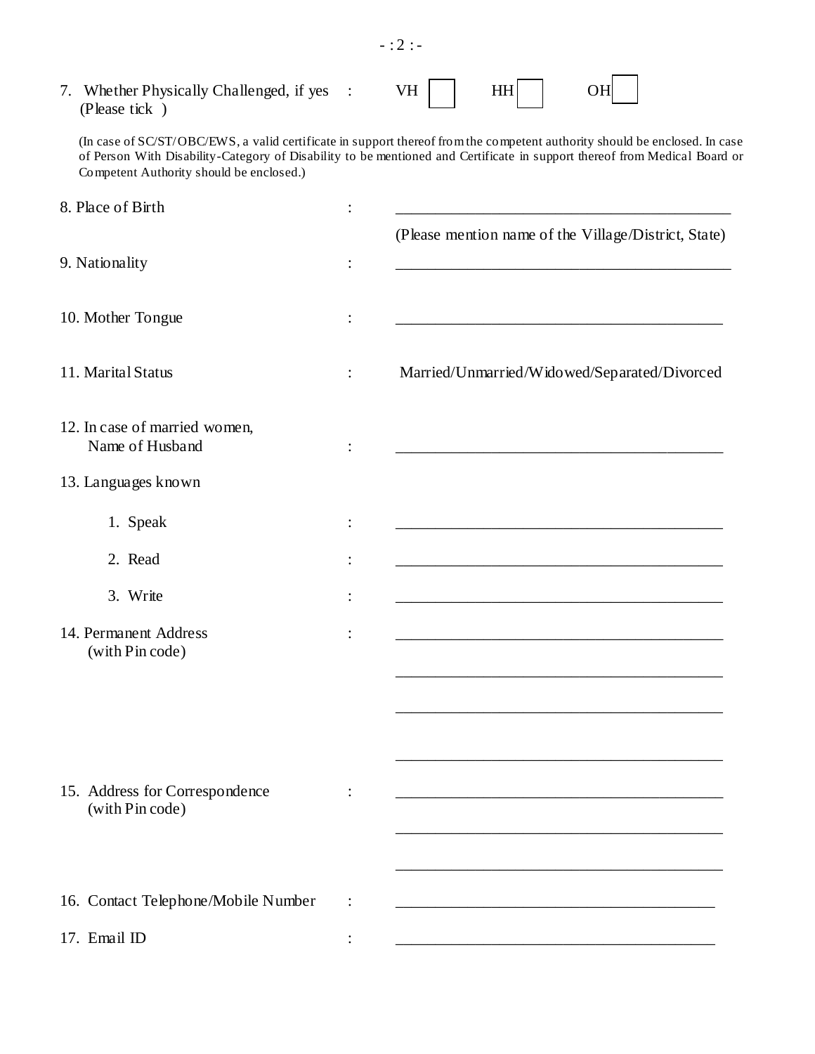7. Whether Physically Challenged, if yes (Please tick ) : VH ☐ HH ☐ OH ☐

(In case of SC/ST/OBC/EWS, a valid certificate in support thereof from the competent authority should be enclosed. In case of Person With Disability-Category of Disability to be mentioned and Certificate in support thereof from Medical Board or Competent Authority should be enclosed.)

8. Place of Birth : ___________________________________________

(Please mention name of the Village/District, State)

9. Nationality : ___________________________________________

10. Mother Tongue : ___________________________________________

11. Marital Status : Married/Unmarried/Widowed/Separated/Divorced

12. In case of married women, Name of Husband : ___________________________________________

13. Languages known

1. Speak : ___________________________________________
2. Read : ___________________________________________
3. Write : ___________________________________________

14. Permanent Address (with Pin code) : ___________________________________________

___________________________________________

___________________________________________

___________________________________________

15. Address for Correspondence (with Pin code) : ___________________________________________

___________________________________________

___________________________________________

16. Contact Telephone/Mobile Number : ___________________________________________

17. Email ID : ___________________________________________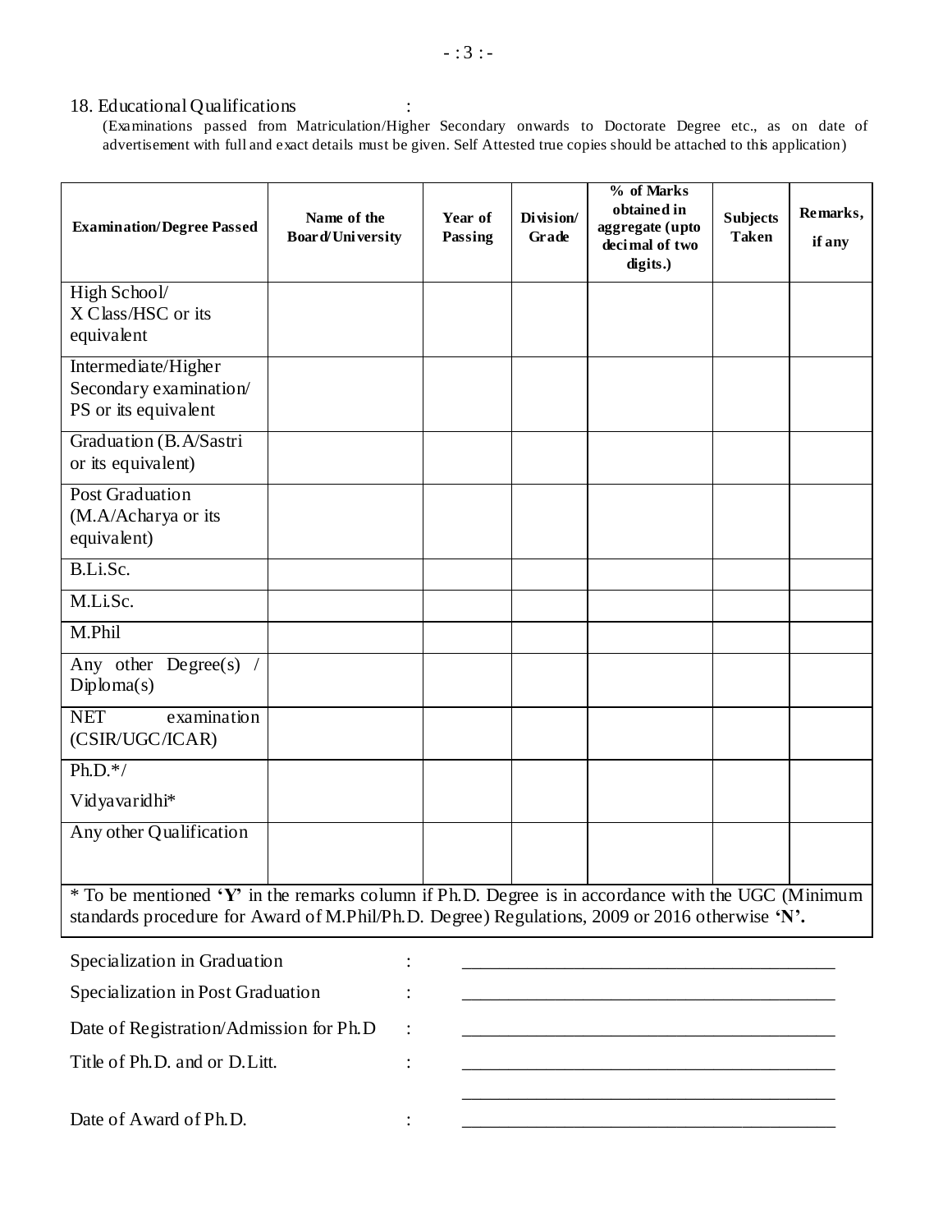18. Educational Qualifications :

(Examinations passed from Matriculation/Higher Secondary onwards to Doctorate Degree etc., as on date of advertisement with full and exact details must be given. Self Attested true copies should be attached to this application)

| Examination/Degree Passed | Name of the Board/University | Year of Passing | Division/ Grade | % of Marks obtained in aggregate (upto decimal of two digits.) | Subjects Taken | Remarks, if any |
|---|---|---|---|---|---|---|
| High School/ X Class/HSC or its equivalent | | | | | | |
| Intermediate/Higher Secondary examination/ PS or its equivalent | | | | | | |
| Graduation (B.A/Sastri or its equivalent) | | | | | | |
| Post Graduation (M.A/Acharya or its equivalent) | | | | | | |
| B.Li.Sc. | | | | | | |
| M.Li.Sc. | | | | | | |
| M.Phil | | | | | | |
| Any other Degree(s) / Diploma(s) | | | | | | |
| NET examination (CSIR/UGC/ICAR) | | | | | | |
| Ph.D.*/ Vidyavaridhi* | | | | | | |
| Any other Qualification | | | | | | |

* To be mentioned **'Y'** in the remarks column if Ph.D. Degree is in accordance with the UGC (Minimum standards procedure for Award of M.Phil/Ph.D. Degree) Regulations, 2009 or 2016 otherwise **'N'.**

Specialization in Graduation : ____________________

Specialization in Post Graduation : ____________________

Date of Registration/Admission for Ph.D : ____________________

Title of Ph.D. and or D.Litt. : ____________________

____________________

Date of Award of Ph.D. : ____________________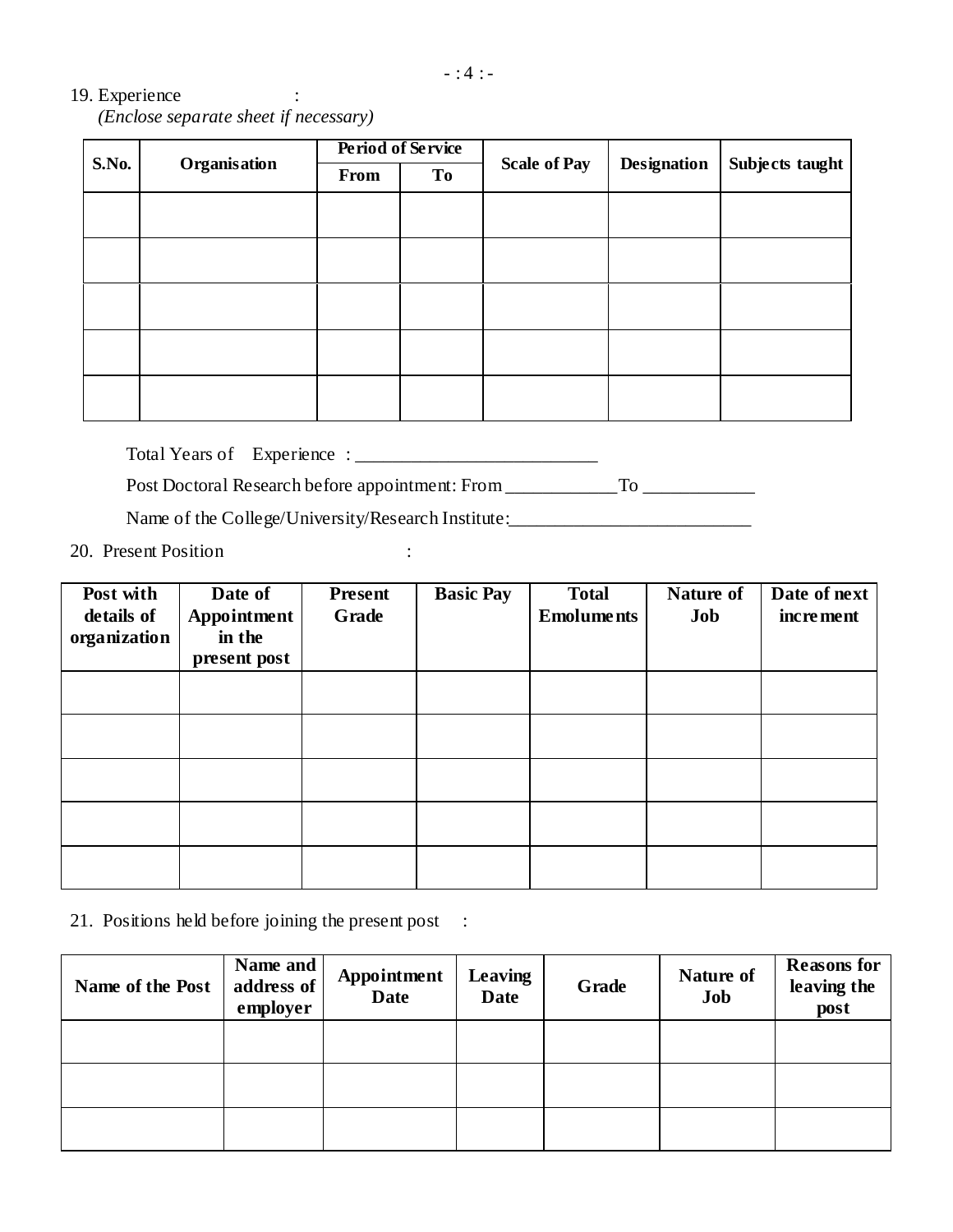19. Experience :

*(Enclose separate sheet if necessary)*

| S.No. | Organisation | Period of Service | | Scale of Pay | Designation | Subjects taught |
|---|---|---|---|---|---|---|
| | | From | To | | | |
| | | | | | | |
| | | | | | | |
| | | | | | | |
| | | | | | | |
| | | | | | | |

Total Years of Experience : ___________________________

Post Doctoral Research before appointment: From ____________ To ____________

Name of the College/University/Research Institute: ___________________________

20. Present Position :

| Post with details of organization | Date of Appointment in the present post | Present Grade | Basic Pay | Total Emoluments | Nature of Job | Date of next increment |
|---|---|---|---|---|---|---|
| | | | | | | |
| | | | | | | |
| | | | | | | |
| | | | | | | |
| | | | | | | |

21. Positions held before joining the present post :

| Name of the Post | Name and address of employer | Appointment Date | Leaving Date | Grade | Nature of Job | Reasons for leaving the post |
|---|---|---|---|---|---|---|
| | | | | | | |
| | | | | | | |
| | | | | | | |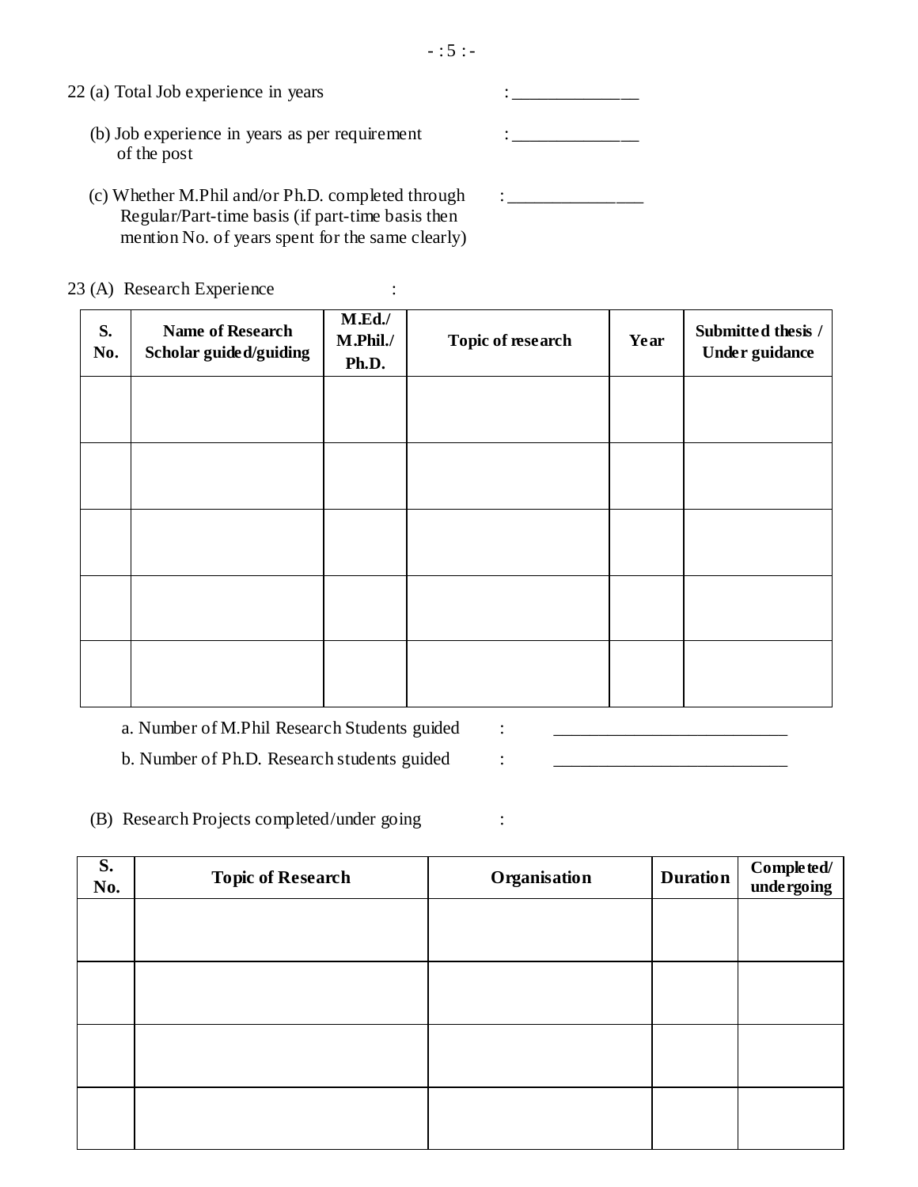22 (a) Total Job experience in years : _______________

(b) Job experience in years as per requirement of the post : _______________

(c) Whether M.Phil and/or Ph.D. completed through Regular/Part-time basis (if part-time basis then mention No. of years spent for the same clearly) : _______________

23 (A) Research Experience :

| S. No. | Name of Research Scholar guided/guiding | M.Ed./ M.Phil./ Ph.D. | Topic of research | Year | Submitted thesis / Under guidance |
|---|---|---|---|---|---|
| | | | | | |
| | | | | | |
| | | | | | |
| | | | | | |
| | | | | | |

a. Number of M.Phil Research Students guided : ___________________________

b. Number of Ph.D. Research students guided : ___________________________

(B) Research Projects completed/under going :

| S. No. | Topic of Research | Organisation | Duration | Completed/ undergoing |
|---|---|---|---|---|
| | | | | |
| | | | | |
| | | | | |
| | | | | |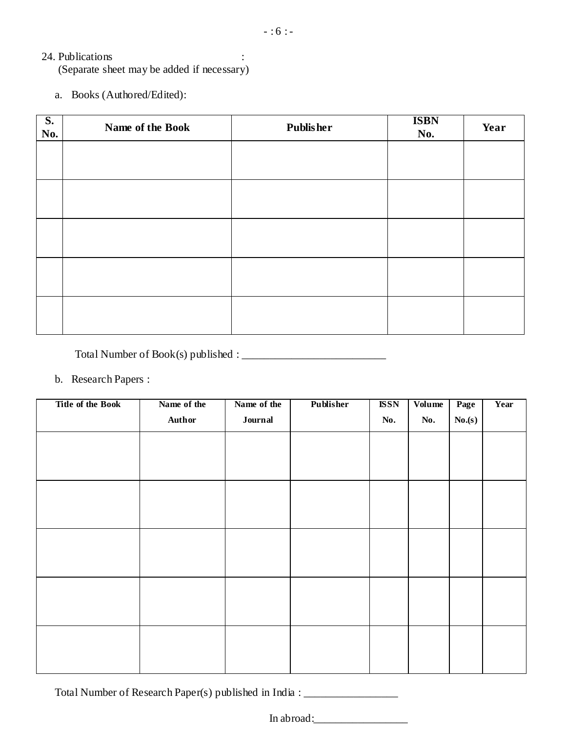24. Publications :
(Separate sheet may be added if necessary)

a. Books (Authored/Edited):

| S. No. | Name of the Book | Publisher | ISBN No. | Year |
|---|---|---|---|---|
| | | | | |
| | | | | |
| | | | | |
| | | | | |
| | | | | |

Total Number of Book(s) published : ___________________________

b. Research Papers :

| Title of the Book | Name of the Author | Name of the Journal | Publisher | ISSN No. | Volume No. | Page No.(s) | Year |
|---|---|---|---|---|---|---|---|
| | | | | | | | |
| | | | | | | | |
| | | | | | | | |
| | | | | | | | |
| | | | | | | | |

Total Number of Research Paper(s) published in India : _________________

In abroad:_________________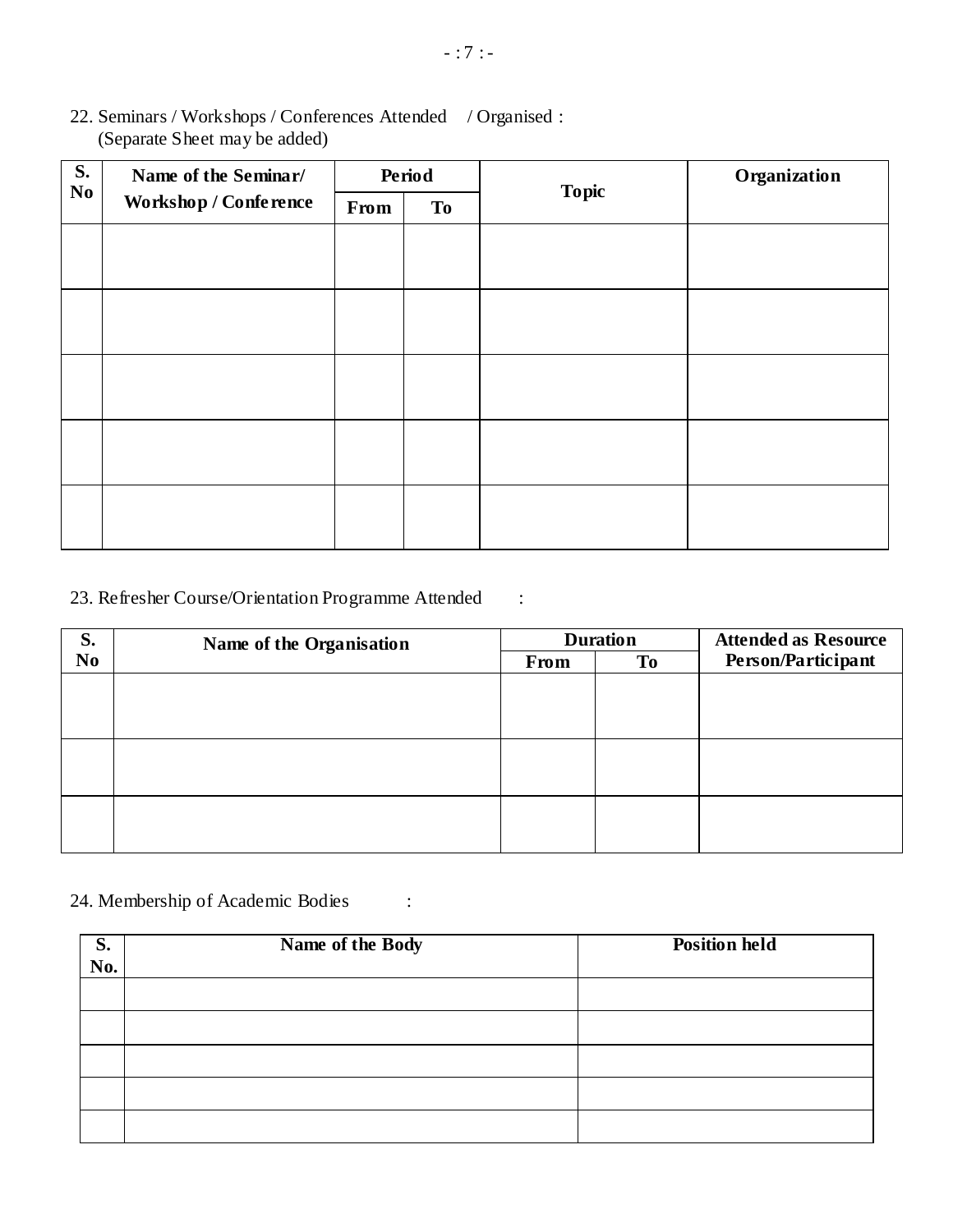22. Seminars / Workshops / Conferences Attended / Organised :
(Separate Sheet may be added)

| S. No | Name of the Seminar/ Workshop / Conference | Period | | Topic | Organization |
|---|---|---|---|---|---|
| | | From | To | | |
| | | | | | |
| | | | | | |
| | | | | | |
| | | | | | |
| | | | | | |

23. Refresher Course/Orientation Programme Attended :

| S. No | Name of the Organisation | Duration | | Attended as Resource Person/Participant |
|---|---|---|---|---|
| | | From | To | |
| | | | | |
| | | | | |
| | | | | |

24. Membership of Academic Bodies :

| S. No. | Name of the Body | Position held |
|---|---|---|
| | | |
| | | |
| | | |
| | | |
| | | |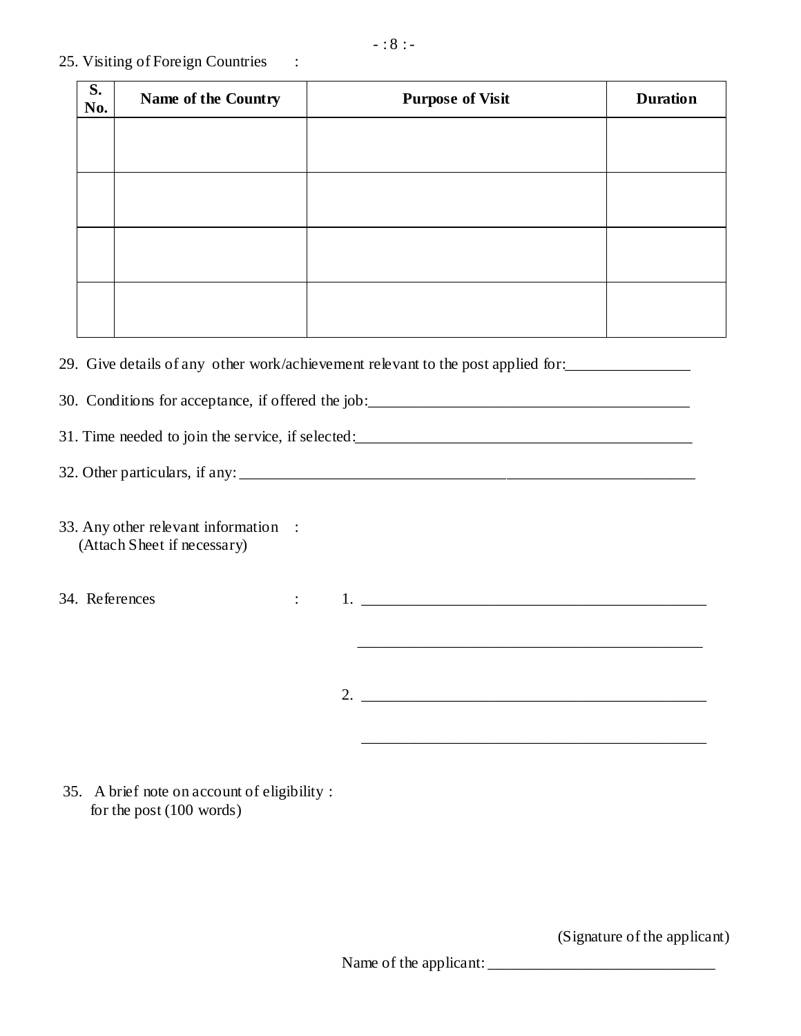25. Visiting of Foreign Countries :

| S. No. | Name of the Country | Purpose of Visit | Duration |
|---|---|---|---|
| | | | |
| | | | |
| | | | |
| | | | |

29. Give details of any other work/achievement relevant to the post applied for:________________

30. Conditions for acceptance, if offered the job:__________________________________________

31. Time needed to join the service, if selected:____________________________________________

32. Other particulars, if any: ________________________________________________________

33. Any other relevant information :
    (Attach Sheet if necessary)

34. References : 1. ______________________________________________

    ______________________________________________

    2. ______________________________________________

    ______________________________________________

35. A brief note on account of eligibility :
    for the post (100 words)

(Signature of the applicant)

Name of the applicant: ______________________________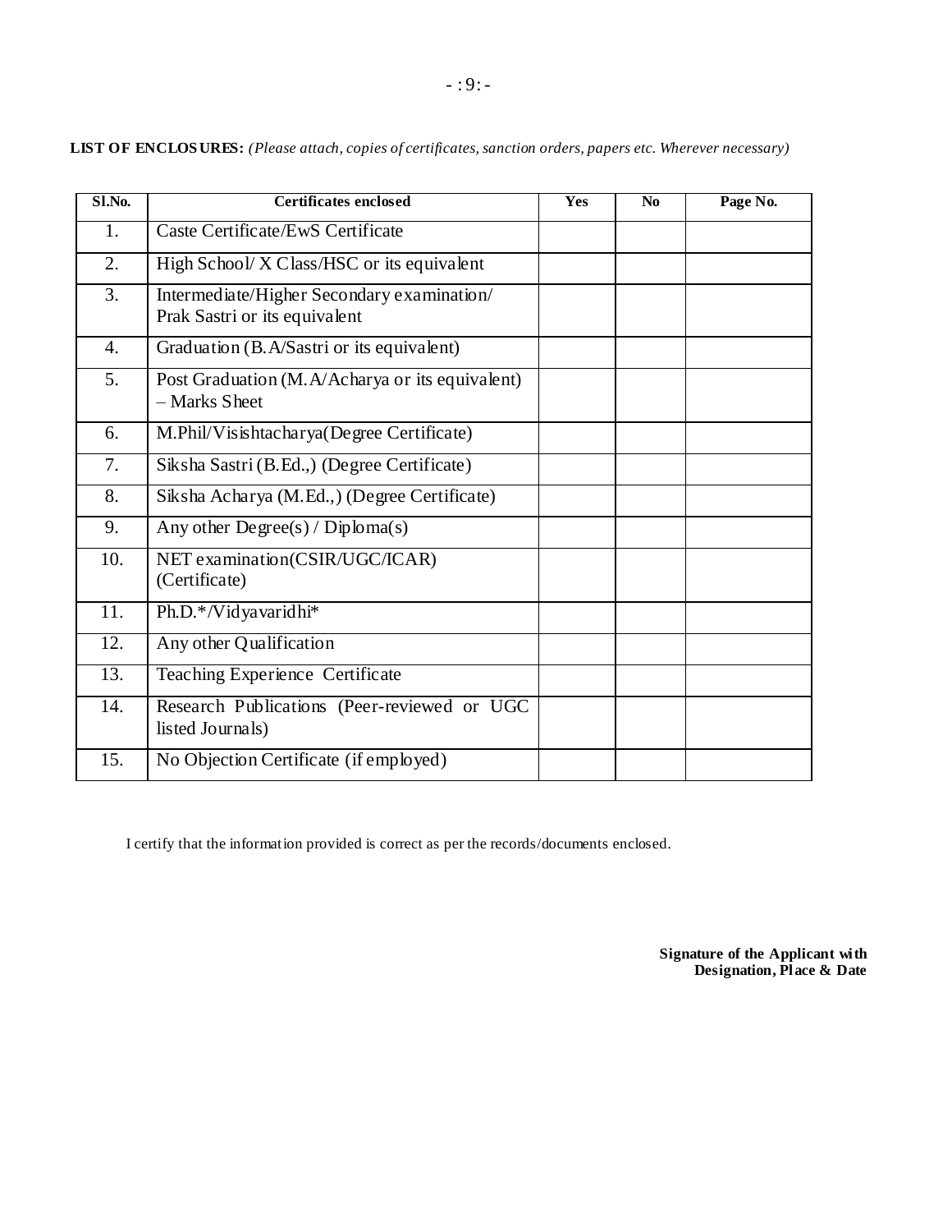**LIST OF ENCLOSURES:** *(Please attach, copies of certificates, sanction orders, papers etc. Wherever necessary)*

| Sl.No. | Certificates enclosed | Yes | No | Page No. |
|---|---|---|---|---|
| 1. | Caste Certificate/EwS Certificate | | | |
| 2. | High School/ X Class/HSC or its equivalent | | | |
| 3. | Intermediate/Higher Secondary examination/ Prak Sastri or its equivalent | | | |
| 4. | Graduation (B.A/Sastri or its equivalent) | | | |
| 5. | Post Graduation (M.A/Acharya or its equivalent) – Marks Sheet | | | |
| 6. | M.Phil/Visishtacharya(Degree Certificate) | | | |
| 7. | Siksha Sastri (B.Ed.,) (Degree Certificate) | | | |
| 8. | Siksha Acharya (M.Ed.,) (Degree Certificate) | | | |
| 9. | Any other Degree(s) / Diploma(s) | | | |
| 10. | NET examination(CSIR/UGC/ICAR) (Certificate) | | | |
| 11. | Ph.D.*/Vidyavaridhi* | | | |
| 12. | Any other Qualification | | | |
| 13. | Teaching Experience Certificate | | | |
| 14. | Research Publications (Peer-reviewed or UGC listed Journals) | | | |
| 15. | No Objection Certificate (if employed) | | | |

I certify that the information provided is correct as per the records/documents enclosed.

**Signature of the Applicant with Designation, Place & Date**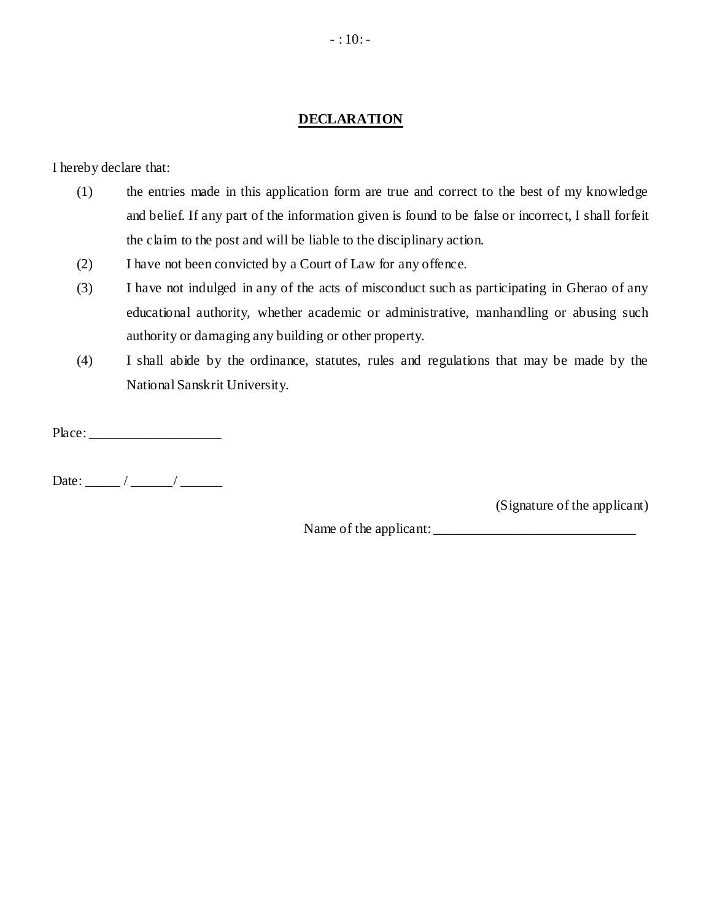## DECLARATION

I hereby declare that:

(1) the entries made in this application form are true and correct to the best of my knowledge and belief. If any part of the information given is found to be false or incorrect, I shall forfeit the claim to the post and will be liable to the disciplinary action.

(2) I have not been convicted by a Court of Law for any offence.

(3) I have not indulged in any of the acts of misconduct such as participating in Gherao of any educational authority, whether academic or administrative, manhandling or abusing such authority or damaging any building or other property.

(4) I shall abide by the ordinance, statutes, rules and regulations that may be made by the National Sanskrit University.

Place: ___________________

Date: _____ / ______/ ______

(Signature of the applicant)

Name of the applicant: ______________________________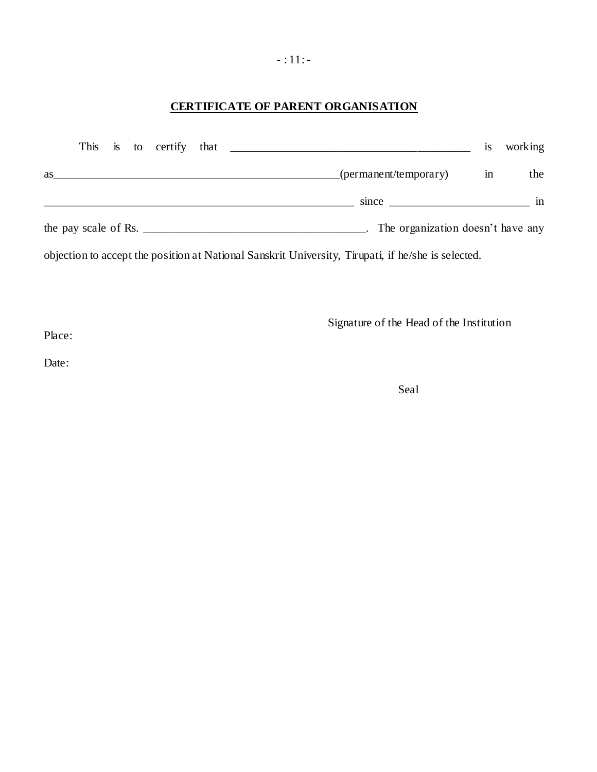**CERTIFICATE OF PARENT ORGANISATION**

This is to certify that ________________________________________ is working as_______________________________________________(permanent/temporary) in the ___________________________________________________ since _______________________ in the pay scale of Rs. ____________________________________. The organization doesn't have any objection to accept the position at National Sanskrit University, Tirupati, if he/she is selected.

Signature of the Head of the Institution

Place:

Date:

Seal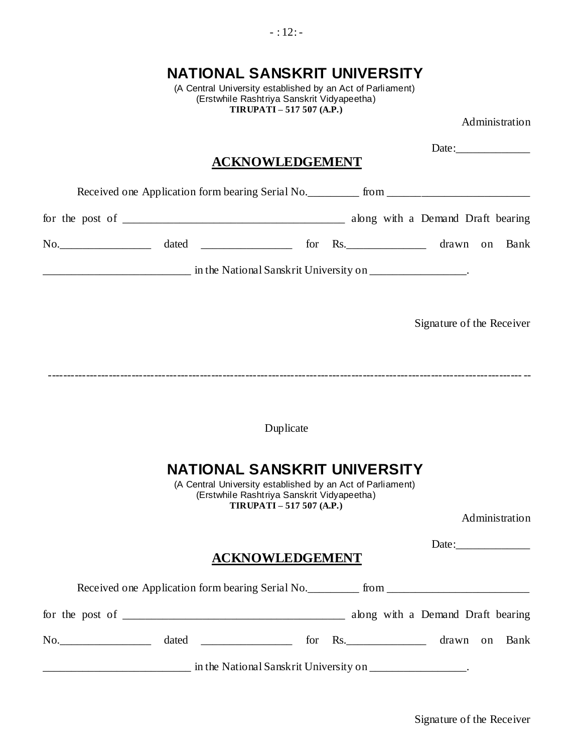# NATIONAL SANSKRIT UNIVERSITY

(A Central University established by an Act of Parliament)
(Erstwhile Rashtriya Sanskrit Vidyapeetha)
**TIRUPATI – 517 507 (A.P.)**

Administration

Date:_____________

## ACKNOWLEDGEMENT

Received one Application form bearing Serial No._________ from _________________________ for the post of _______________________________________ along with a Demand Draft bearing No.________________ dated ________________ for Rs.______________ drawn on Bank __________________________ in the National Sanskrit University on _________________.

Signature of the Receiver

---

Duplicate

# NATIONAL SANSKRIT UNIVERSITY

(A Central University established by an Act of Parliament)
(Erstwhile Rashtriya Sanskrit Vidyapeetha)
**TIRUPATI – 517 507 (A.P.)**

Administration

Date:_____________

## ACKNOWLEDGEMENT

Received one Application form bearing Serial No._________ from _________________________ for the post of _______________________________________ along with a Demand Draft bearing No.________________ dated ________________ for Rs.______________ drawn on Bank __________________________ in the National Sanskrit University on _________________.

Signature of the Receiver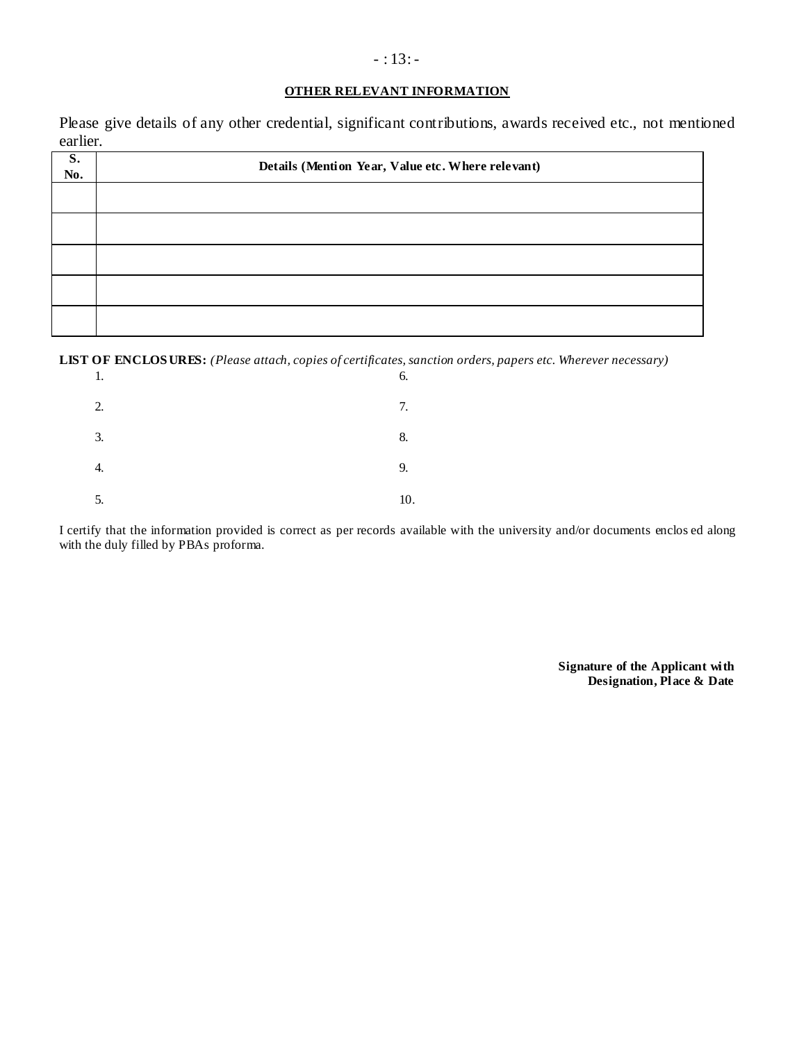## OTHER RELEVANT INFORMATION

Please give details of any other credential, significant contributions, awards received etc., not mentioned earlier.

| S. No. | Details (Mention Year, Value etc. Where relevant) |
|---|---|
| | |
| | |
| | |
| | |
| | |

**LIST OF ENCLOSURES:** *(Please attach, copies of certificates, sanction orders, papers etc. Wherever necessary)*

1.
2.
3.
4.
5.
6.
7.
8.
9.
10.

I certify that the information provided is correct as per records available with the university and/or documents enclos ed along with the duly filled by PBAs proforma.

**Signature of the Applicant with Designation, Place & Date**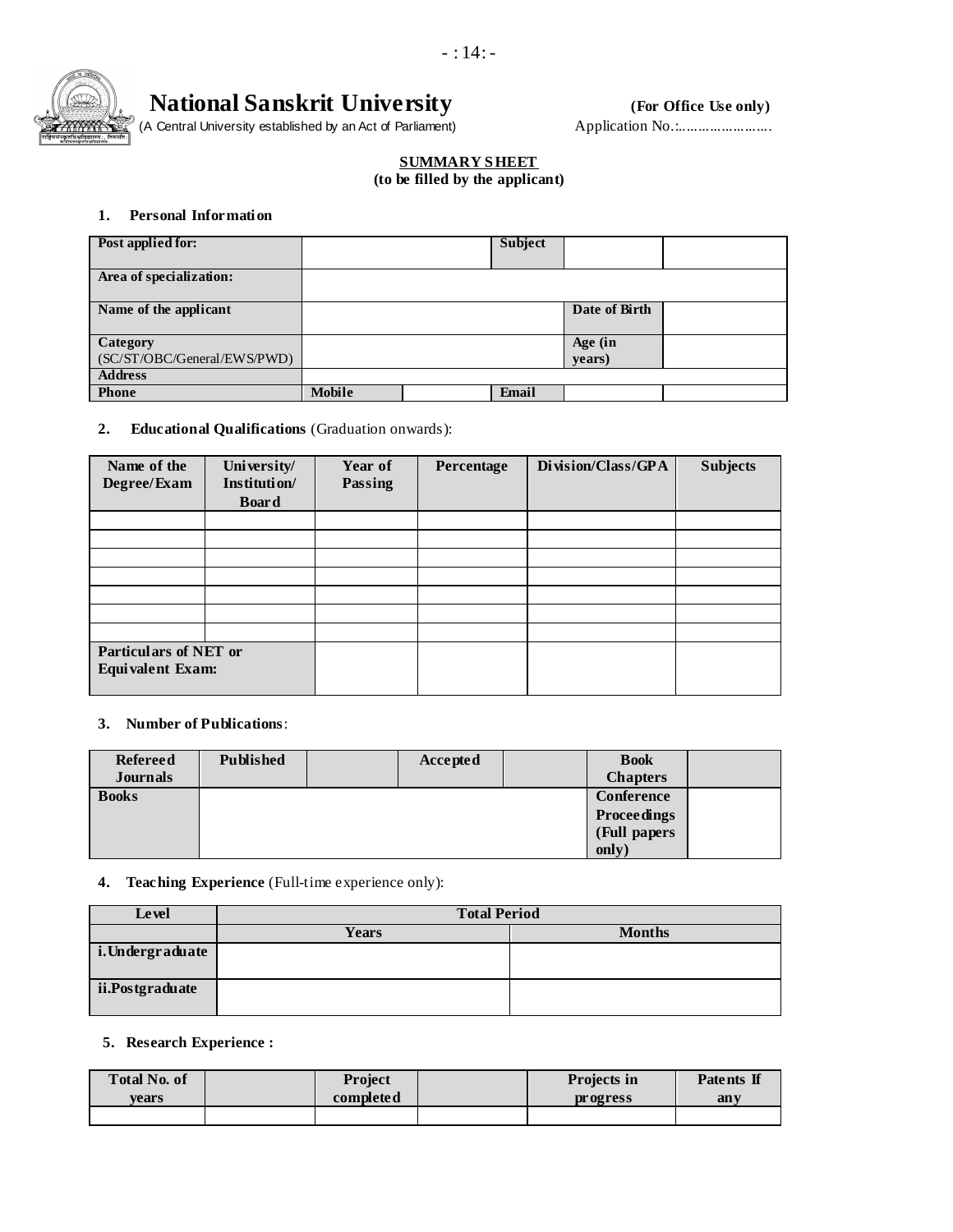# National Sanskrit University

(A Central University established by an Act of Parliament)

**(For Office Use only)**
Application No.:……………………

**SUMMARY SHEET**
**(to be filled by the applicant)**

**1. Personal Information**

| | | | | |
|---|---|---|---|---|
| **Post applied for:** | | **Subject** | | |
| **Area of specialization:** | | | | |
| **Name of the applicant** | | | **Date of Birth** | |
| **Category** (SC/ST/OBC/General/EWS/PWD) | | | **Age (in years)** | |
| **Address** | | | | |
| **Phone** | **Mobile** | | **Email** | |

**2. Educational Qualifications** (Graduation onwards):

| Name of the Degree/Exam | University/ Institution/ Board | Year of Passing | Percentage | Division/Class/GPA | Subjects |
|---|---|---|---|---|---|
| | | | | | |
| | | | | | |
| | | | | | |
| | | | | | |
| | | | | | |
| | | | | | |
| | | | | | |
| **Particulars of NET or Equivalent Exam:** | | | | | |

**3. Number of Publications**:

| | | | | | |
|---|---|---|---|---|---|
| **Refereed Journals** | **Published** | | **Accepted** | | **Book Chapters** | |
| **Books** | | | | | **Conference Proceedings (Full papers only)** | |

**4. Teaching Experience** (Full-time experience only):

| Level | Total Period | |
|---|---|---|
| | **Years** | **Months** |
| **i.Undergraduate** | | |
| **ii.Postgraduate** | | |

**5. Research Experience :**

| Total No. of years | | Project completed | | Projects in progress | Patents If any |
|---|---|---|---|---|---|
| | | | | | |